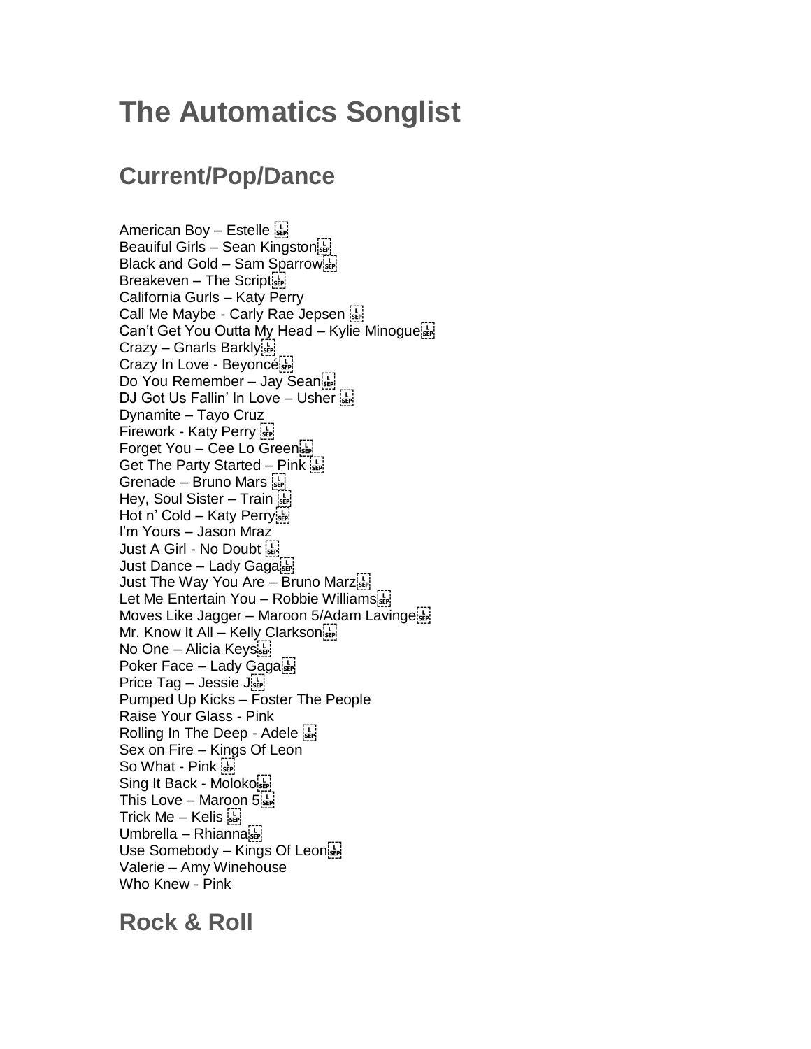# The Automatics Songlist

## Current/Pop/Dance

American Boy – Estelle
Beauiful Girls – Sean Kingston
Black and Gold – Sam Sparrow
Breakeven – The Script
California Gurls – Katy Perry
Call Me Maybe - Carly Rae Jepsen
Can't Get You Outta My Head – Kylie Minogue
Crazy – Gnarls Barkly
Crazy In Love - Beyoncé
Do You Remember – Jay Sean
DJ Got Us Fallin' In Love – Usher
Dynamite – Tayo Cruz
Firework - Katy Perry
Forget You – Cee Lo Green
Get The Party Started – Pink
Grenade – Bruno Mars
Hey, Soul Sister – Train
Hot n' Cold – Katy Perry
I'm Yours – Jason Mraz
Just A Girl - No Doubt
Just Dance – Lady Gaga
Just The Way You Are – Bruno Marz
Let Me Entertain You – Robbie Williams
Moves Like Jagger – Maroon 5/Adam Lavinge
Mr. Know It All – Kelly Clarkson
No One – Alicia Keys
Poker Face – Lady Gaga
Price Tag – Jessie J
Pumped Up Kicks – Foster The People
Raise Your Glass - Pink
Rolling In The Deep - Adele
Sex on Fire – Kings Of Leon
So What - Pink
Sing It Back - Moloko
This Love – Maroon 5
Trick Me – Kelis
Umbrella – Rhianna
Use Somebody – Kings Of Leon
Valerie – Amy Winehouse
Who Knew - Pink

## Rock & Roll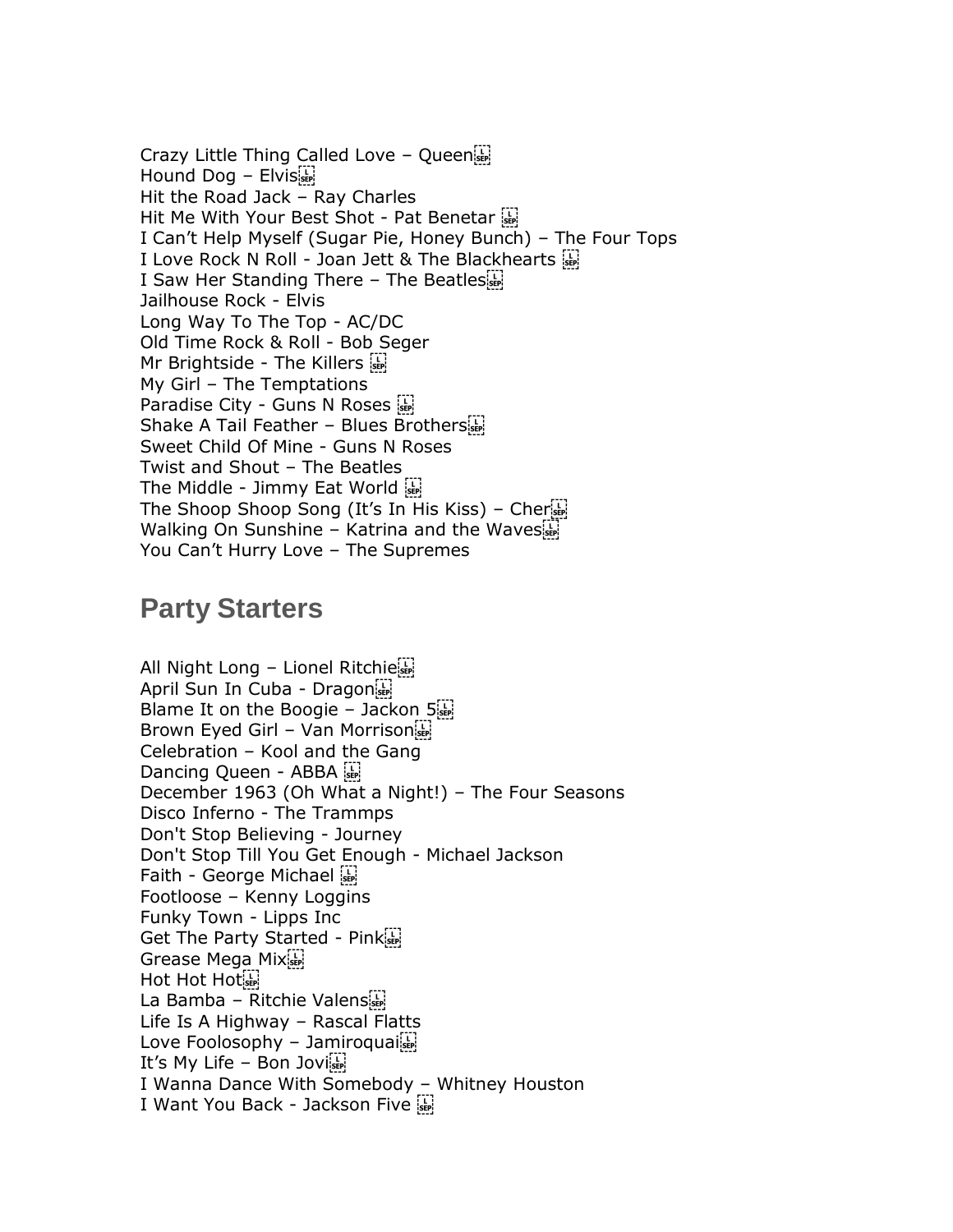Crazy Little Thing Called Love – Queen
Hound Dog – Elvis
Hit the Road Jack – Ray Charles
Hit Me With Your Best Shot - Pat Benetar
I Can't Help Myself (Sugar Pie, Honey Bunch) – The Four Tops
I Love Rock N Roll - Joan Jett & The Blackhearts
I Saw Her Standing There – The Beatles
Jailhouse Rock - Elvis
Long Way To The Top - AC/DC
Old Time Rock & Roll - Bob Seger
Mr Brightside - The Killers
My Girl – The Temptations
Paradise City - Guns N Roses
Shake A Tail Feather – Blues Brothers
Sweet Child Of Mine - Guns N Roses
Twist and Shout – The Beatles
The Middle - Jimmy Eat World
The Shoop Shoop Song (It's In His Kiss) – Cher
Walking On Sunshine – Katrina and the Waves
You Can't Hurry Love – The Supremes

## Party Starters

All Night Long – Lionel Ritchie
April Sun In Cuba - Dragon
Blame It on the Boogie – Jackon 5
Brown Eyed Girl – Van Morrison
Celebration – Kool and the Gang
Dancing Queen - ABBA
December 1963 (Oh What a Night!) – The Four Seasons
Disco Inferno - The Trammps
Don't Stop Believing - Journey
Don't Stop Till You Get Enough - Michael Jackson
Faith - George Michael
Footloose – Kenny Loggins
Funky Town - Lipps Inc
Get The Party Started - Pink
Grease Mega Mix
Hot Hot Hot
La Bamba – Ritchie Valens
Life Is A Highway – Rascal Flatts
Love Foolosophy – Jamiroquai
It's My Life – Bon Jovi
I Wanna Dance With Somebody – Whitney Houston
I Want You Back - Jackson Five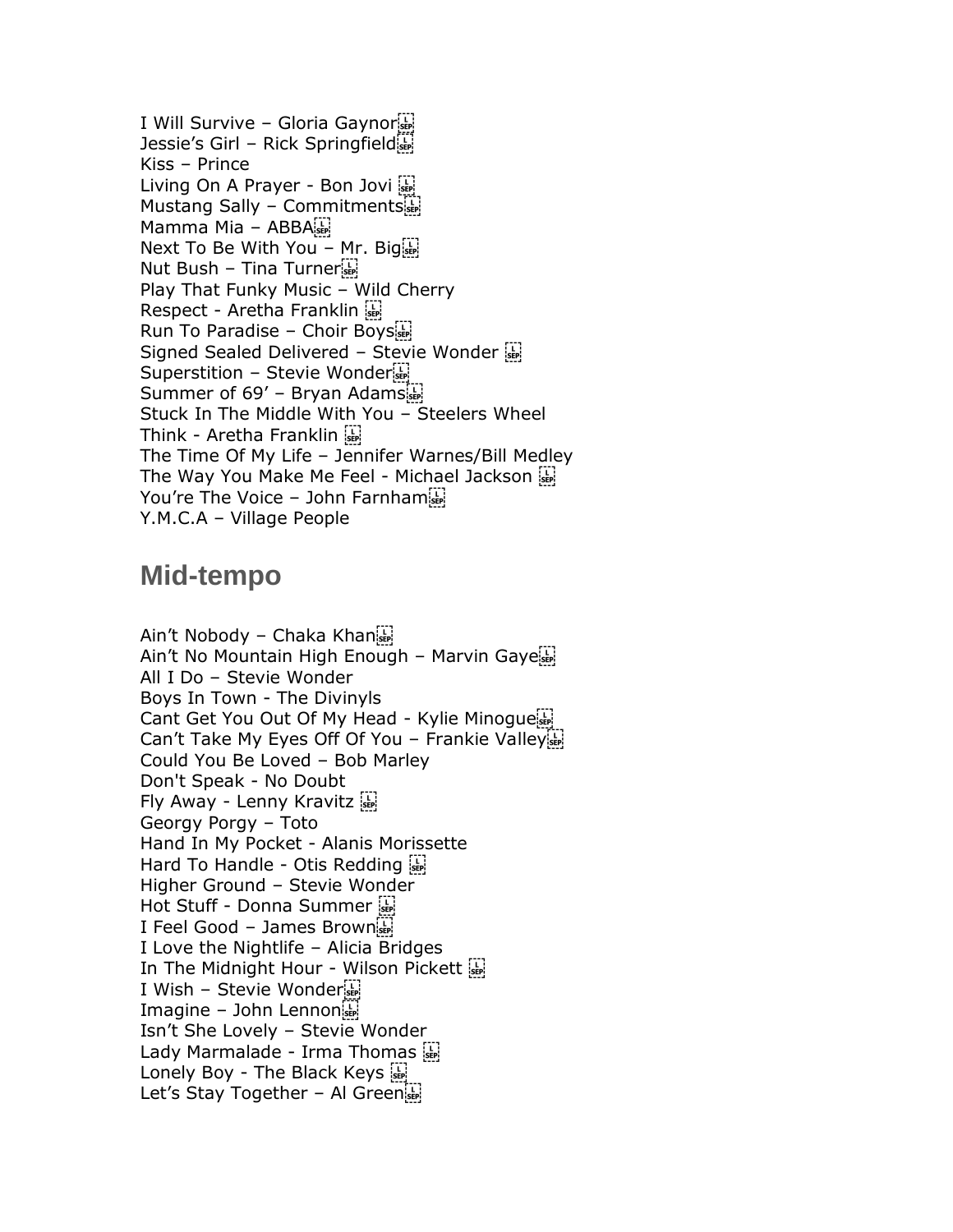I Will Survive – Gloria Gaynor
Jessie's Girl – Rick Springfield
Kiss – Prince
Living On A Prayer - Bon Jovi
Mustang Sally – Commitments
Mamma Mia – ABBA
Next To Be With You – Mr. Big
Nut Bush – Tina Turner
Play That Funky Music – Wild Cherry
Respect - Aretha Franklin
Run To Paradise – Choir Boys
Signed Sealed Delivered – Stevie Wonder
Superstition – Stevie Wonder
Summer of 69' – Bryan Adams
Stuck In The Middle With You – Steelers Wheel
Think - Aretha Franklin
The Time Of My Life – Jennifer Warnes/Bill Medley
The Way You Make Me Feel - Michael Jackson
You're The Voice – John Farnham
Y.M.C.A – Village People

## Mid-tempo

Ain't Nobody – Chaka Khan
Ain't No Mountain High Enough – Marvin Gaye
All I Do – Stevie Wonder
Boys In Town - The Divinyls
Cant Get You Out Of My Head - Kylie Minogue
Can't Take My Eyes Off Of You – Frankie Valley
Could You Be Loved – Bob Marley
Don't Speak - No Doubt
Fly Away - Lenny Kravitz
Georgy Porgy – Toto
Hand In My Pocket - Alanis Morissette
Hard To Handle - Otis Redding
Higher Ground – Stevie Wonder
Hot Stuff - Donna Summer
I Feel Good – James Brown
I Love the Nightlife – Alicia Bridges
In The Midnight Hour - Wilson Pickett
I Wish – Stevie Wonder
Imagine – John Lennon
Isn't She Lovely – Stevie Wonder
Lady Marmalade - Irma Thomas
Lonely Boy - The Black Keys
Let's Stay Together – Al Green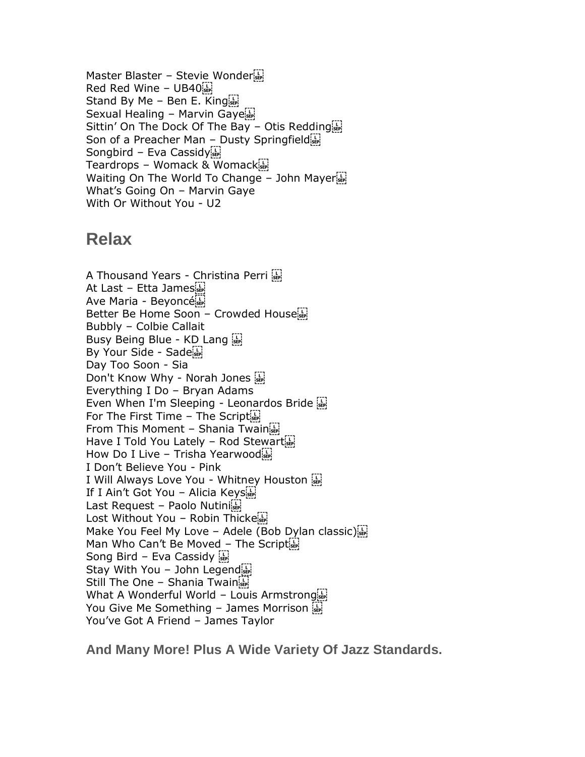Master Blaster – Stevie Wonder
Red Red Wine – UB40
Stand By Me – Ben E. King
Sexual Healing – Marvin Gaye
Sittin' On The Dock Of The Bay – Otis Redding
Son of a Preacher Man – Dusty Springfield
Songbird – Eva Cassidy
Teardrops – Womack & Womack
Waiting On The World To Change – John Mayer
What's Going On – Marvin Gaye
With Or Without You - U2

## Relax

A Thousand Years - Christina Perri
At Last – Etta James
Ave Maria - Beyoncé
Better Be Home Soon – Crowded House
Bubbly – Colbie Callait
Busy Being Blue - KD Lang
By Your Side - Sade
Day Too Soon - Sia
Don't Know Why - Norah Jones
Everything I Do – Bryan Adams
Even When I'm Sleeping - Leonardos Bride
For The First Time – The Script
From This Moment – Shania Twain
Have I Told You Lately – Rod Stewart
How Do I Live – Trisha Yearwood
I Don't Believe You - Pink
I Will Always Love You - Whitney Houston
If I Ain't Got You – Alicia Keys
Last Request – Paolo Nutini
Lost Without You – Robin Thicke
Make You Feel My Love – Adele (Bob Dylan classic)
Man Who Can't Be Moved – The Script
Song Bird – Eva Cassidy
Stay With You – John Legend
Still The One – Shania Twain
What A Wonderful World – Louis Armstrong
You Give Me Something – James Morrison
You've Got A Friend – James Taylor

### And Many More! Plus A Wide Variety Of Jazz Standards.